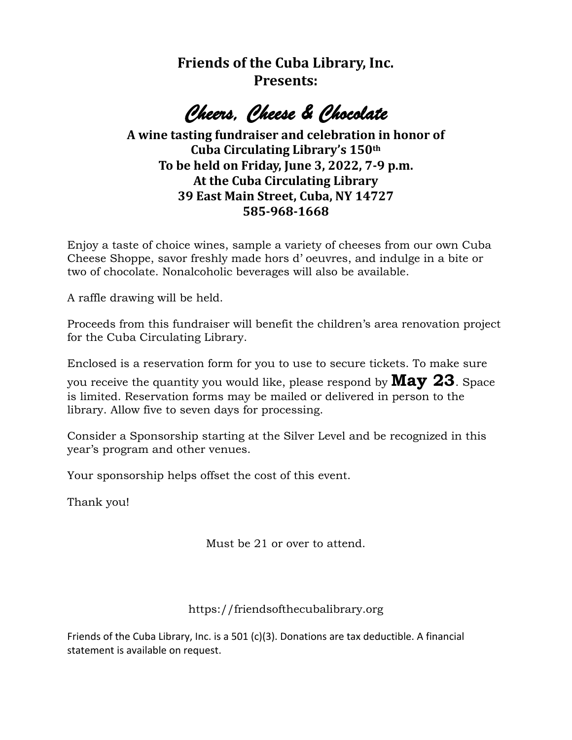**Friends of the Cuba Library, Inc.**
**Presents:**

# *Cheers, Cheese & Chocolate*

**A wine tasting fundraiser and celebration in honor of**
**Cuba Circulating Library's 150th**
**To be held on Friday, June 3, 2022, 7-9 p.m.**
**At the Cuba Circulating Library**
**39 East Main Street, Cuba, NY 14727**
**585-968-1668**

Enjoy a taste of choice wines, sample a variety of cheeses from our own Cuba Cheese Shoppe, savor freshly made hors d' oeuvres, and indulge in a bite or two of chocolate. Nonalcoholic beverages will also be available.

A raffle drawing will be held.

Proceeds from this fundraiser will benefit the children's area renovation project for the Cuba Circulating Library.

Enclosed is a reservation form for you to use to secure tickets. To make sure you receive the quantity you would like, please respond by **May 23**. Space is limited. Reservation forms may be mailed or delivered in person to the library. Allow five to seven days for processing.

Consider a Sponsorship starting at the Silver Level and be recognized in this year's program and other venues.

Your sponsorship helps offset the cost of this event.

Thank you!

Must be 21 or over to attend.

https://friendsofthecubalibrary.org

Friends of the Cuba Library, Inc. is a 501 (c)(3). Donations are tax deductible. A financial statement is available on request.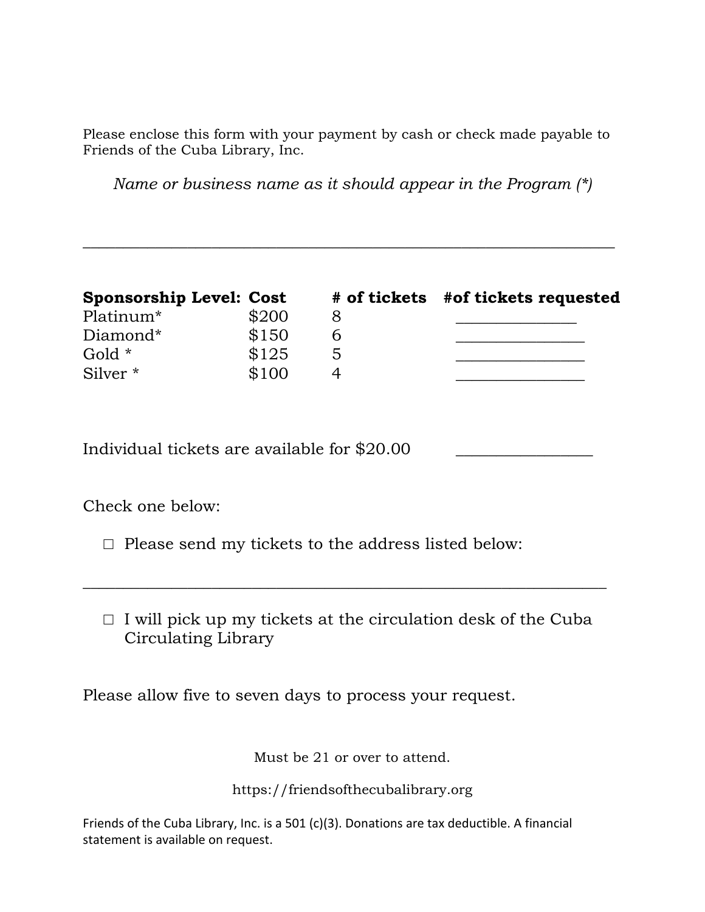Please enclose this form with your payment by cash or check made payable to Friends of the Cuba Library, Inc.

*Name or business name as it should appear in the Program (*)*

_______________________________________________________________

| Sponsorship Level: | Cost | # of tickets | #of tickets requested |
|---|---|---|---|
| Platinum* | $200 | 8 | _______________ |
| Diamond* | $150 | 6 | _______________ |
| Gold * | $125 | 5 | _______________ |
| Silver * | $100 | 4 | _______________ |

Individual tickets are available for $20.00 _______________

Check one below:

□ Please send my tickets to the address listed below:

_______________________________________________________________

□ I will pick up my tickets at the circulation desk of the Cuba Circulating Library

Please allow five to seven days to process your request.

Must be 21 or over to attend.

https://friendsofthecubalibrary.org

Friends of the Cuba Library, Inc. is a 501 (c)(3). Donations are tax deductible. A financial statement is available on request.